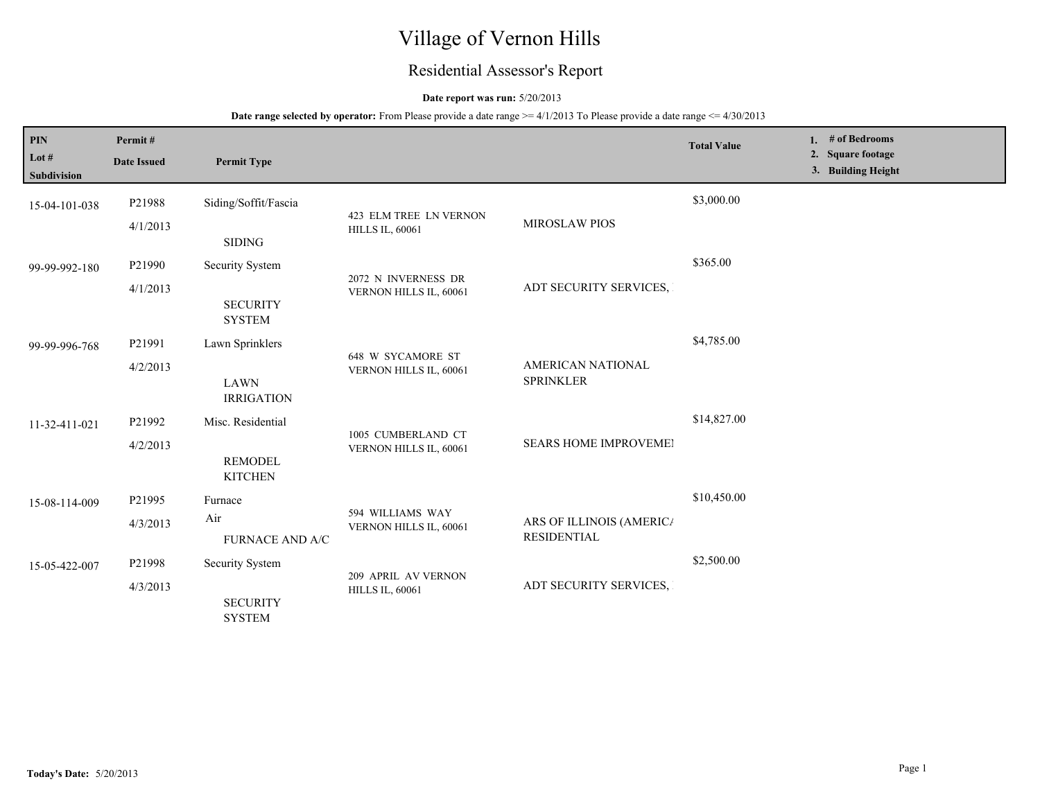# Village of Vernon Hills

## Residential Assessor's Report

**Date report was run:** 5/20/2013

**Date range selected by operator:** From Please provide a date range >= 4/1/2013 To Please provide a date range <= 4/30/2013

| PIN / Lot # / Subdivision | Permit # / Date Issued | Permit Type | | | Total Value | 1. # of Bedrooms 2. Square footage 3. Building Height |
|---|---|---|---|---|---|---|
| 15-04-101-038 | P21988 4/1/2013 | Siding/Soffit/Fascia SIDING | 423 ELM TREE LN VERNON HILLS IL, 60061 | MIROSLAW PIOS | $3,000.00 | |
| 99-99-992-180 | P21990 4/1/2013 | Security System SECURITY SYSTEM | 2072 N INVERNESS DR VERNON HILLS IL, 60061 | ADT SECURITY SERVICES, | $365.00 | |
| 99-99-996-768 | P21991 4/2/2013 | Lawn Sprinklers LAWN IRRIGATION | 648 W SYCAMORE ST VERNON HILLS IL, 60061 | AMERICAN NATIONAL SPRINKLER | $4,785.00 | |
| 11-32-411-021 | P21992 4/2/2013 | Misc. Residential REMODEL KITCHEN | 1005 CUMBERLAND CT VERNON HILLS IL, 60061 | SEARS HOME IMPROVEME | $14,827.00 | |
| 15-08-114-009 | P21995 4/3/2013 | Furnace Air FURNACE AND A/C | 594 WILLIAMS WAY VERNON HILLS IL, 60061 | ARS OF ILLINOIS (AMERIC RESIDENTIAL | $10,450.00 | |
| 15-05-422-007 | P21998 4/3/2013 | Security System SECURITY SYSTEM | 209 APRIL AV VERNON HILLS IL, 60061 | ADT SECURITY SERVICES, | $2,500.00 | |

**Today's Date:** 5/20/2013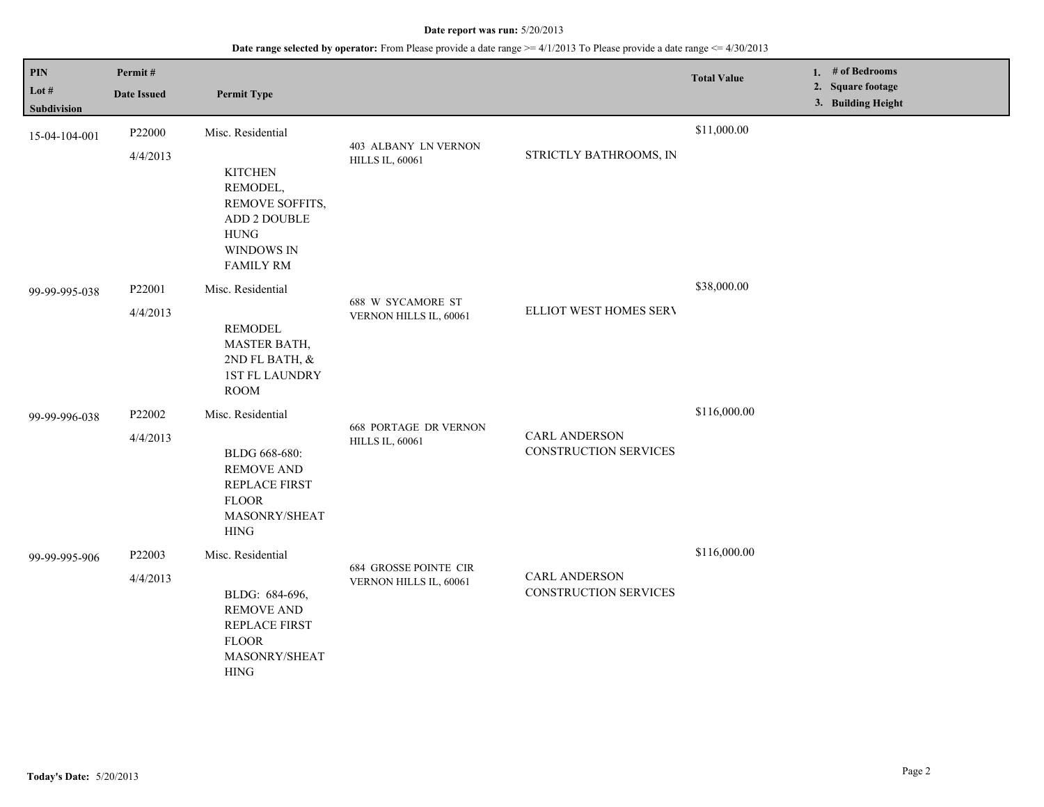**Date report was run:** 5/20/2013

**Date range selected by operator:** From Please provide a date range >= 4/1/2013 To Please provide a date range <= 4/30/2013

| PIN<br>Lot #<br>Subdivision | Permit #<br>Date Issued | Permit Type | | | Total Value | 1. # of Bedrooms<br>2. Square footage<br>3. Building Height |
|---|---|---|---|---|---|---|
| 15-04-104-001 | P22000<br>4/4/2013 | Misc. Residential<br><br>KITCHEN REMODEL, REMOVE SOFFITS, ADD 2 DOUBLE HUNG WINDOWS IN FAMILY RM | 403 ALBANY LN VERNON HILLS IL, 60061 | STRICTLY BATHROOMS, IN | $11,000.00 | |
| 99-99-995-038 | P22001<br>4/4/2013 | Misc. Residential<br><br>REMODEL MASTER BATH, 2ND FL BATH, & 1ST FL LAUNDRY ROOM | 688 W SYCAMORE ST VERNON HILLS IL, 60061 | ELLIOT WEST HOMES SERV | $38,000.00 | |
| 99-99-996-038 | P22002<br>4/4/2013 | Misc. Residential<br><br>BLDG 668-680: REMOVE AND REPLACE FIRST FLOOR MASONRY/SHEATHING | 668 PORTAGE DR VERNON HILLS IL, 60061 | CARL ANDERSON CONSTRUCTION SERVICES | $116,000.00 | |
| 99-99-995-906 | P22003<br>4/4/2013 | Misc. Residential<br><br>BLDG: 684-696, REMOVE AND REPLACE FIRST FLOOR MASONRY/SHEATHING | 684 GROSSE POINTE CIR VERNON HILLS IL, 60061 | CARL ANDERSON CONSTRUCTION SERVICES | $116,000.00 | |

**Today's Date:** 5/20/2013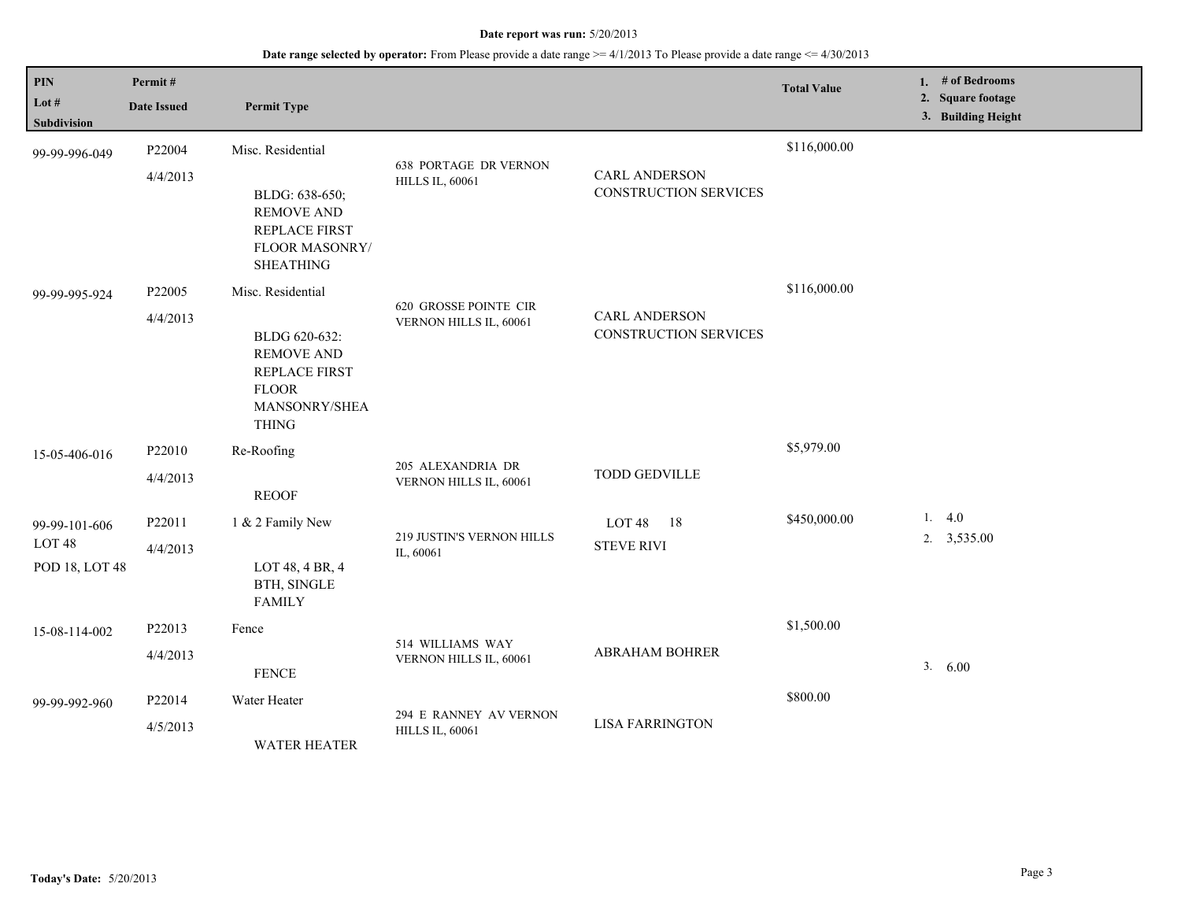**Date report was run:** 5/20/2013

**Date range selected by operator:** From Please provide a date range >= 4/1/2013 To Please provide a date range <= 4/30/2013

| PIN<br>Lot #<br>Subdivision | Permit #<br>Date Issued | Permit Type | | | Total Value | 1. # of Bedrooms<br>2. Square footage<br>3. Building Height |
|---|---|---|---|---|---|---|
| 99-99-996-049 | P22004<br>4/4/2013 | Misc. Residential<br>BLDG: 638-650; REMOVE AND REPLACE FIRST FLOOR MASONRY/ SHEATHING | 638 PORTAGE DR VERNON HILLS IL, 60061 | CARL ANDERSON CONSTRUCTION SERVICES | $116,000.00 | |
| 99-99-995-924 | P22005<br>4/4/2013 | Misc. Residential<br>BLDG 620-632: REMOVE AND REPLACE FIRST FLOOR MANSONRY/SHEA THING | 620 GROSSE POINTE CIR VERNON HILLS IL, 60061 | CARL ANDERSON CONSTRUCTION SERVICES | $116,000.00 | |
| 15-05-406-016 | P22010<br>4/4/2013 | Re-Roofing<br>REOOF | 205 ALEXANDRIA DR VERNON HILLS IL, 60061 | TODD GEDVILLE | $5,979.00 | |
| 99-99-101-606<br>LOT 48<br>POD 18, LOT 48 | P22011<br>4/4/2013 | 1 & 2 Family New<br>LOT 48, 4 BR, 4 BTH, SINGLE FAMILY | 219 JUSTIN'S VERNON HILLS IL, 60061 | LOT 48 18<br>STEVE RIVI | $450,000.00 | 1. 4.0<br>2. 3,535.00 |
| 15-08-114-002 | P22013<br>4/4/2013 | Fence<br>FENCE | 514 WILLIAMS WAY VERNON HILLS IL, 60061 | ABRAHAM BOHRER | $1,500.00 | 3. 6.00 |
| 99-99-992-960 | P22014<br>4/5/2013 | Water Heater<br>WATER HEATER | 294 E RANNEY AV VERNON HILLS IL, 60061 | LISA FARRINGTON | $800.00 | |

**Today's Date:** 5/20/2013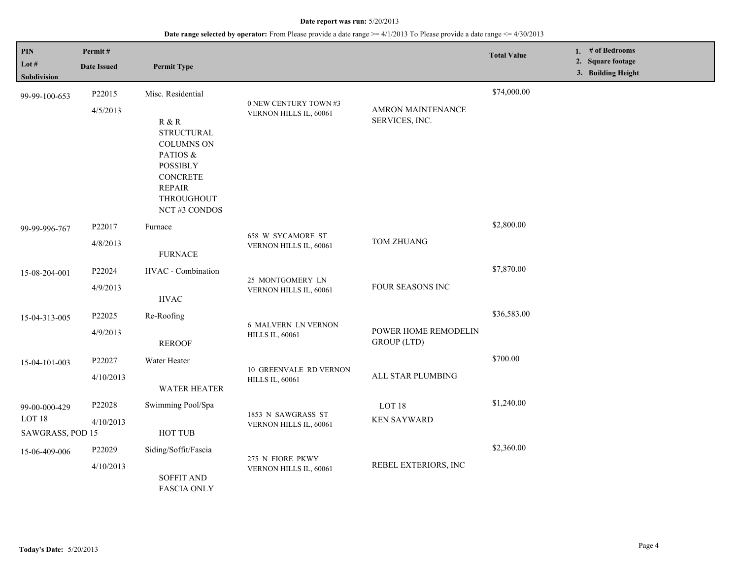**Date report was run:** 5/20/2013

**Date range selected by operator:** From Please provide a date range >= 4/1/2013 To Please provide a date range <= 4/30/2013

| PIN / Lot # / Subdivision | Permit # / Date Issued | Permit Type | | | Total Value | 1. # of Bedrooms 2. Square footage 3. Building Height |
|---|---|---|---|---|---|---|
| 99-99-100-653 | P22015 4/5/2013 | Misc. Residential R & R STRUCTURAL COLUMNS ON PATIOS & POSSIBLY CONCRETE REPAIR THROUGHOUT NCT #3 CONDOS | 0 NEW CENTURY TOWN #3 VERNON HILLS IL, 60061 | AMRON MAINTENANCE SERVICES, INC. | $74,000.00 | |
| 99-99-996-767 | P22017 4/8/2013 | Furnace FURNACE | 658 W SYCAMORE ST VERNON HILLS IL, 60061 | TOM ZHUANG | $2,800.00 | |
| 15-08-204-001 | P22024 4/9/2013 | HVAC - Combination HVAC | 25 MONTGOMERY LN VERNON HILLS IL, 60061 | FOUR SEASONS INC | $7,870.00 | |
| 15-04-313-005 | P22025 4/9/2013 | Re-Roofing REROOF | 6 MALVERN LN VERNON HILLS IL, 60061 | POWER HOME REMODELIN GROUP (LTD) | $36,583.00 | |
| 15-04-101-003 | P22027 4/10/2013 | Water Heater WATER HEATER | 10 GREENVALE RD VERNON HILLS IL, 60061 | ALL STAR PLUMBING | $700.00 | |
| 99-00-000-429 LOT 18 SAWGRASS, POD 15 | P22028 4/10/2013 | Swimming Pool/Spa HOT TUB | 1853 N SAWGRASS ST VERNON HILLS IL, 60061 | LOT 18 KEN SAYWARD | $1,240.00 | |
| 15-06-409-006 | P22029 4/10/2013 | Siding/Soffit/Fascia SOFFIT AND FASCIA ONLY | 275 N FIORE PKWY VERNON HILLS IL, 60061 | REBEL EXTERIORS, INC | $2,360.00 | |

**Today's Date:** 5/20/2013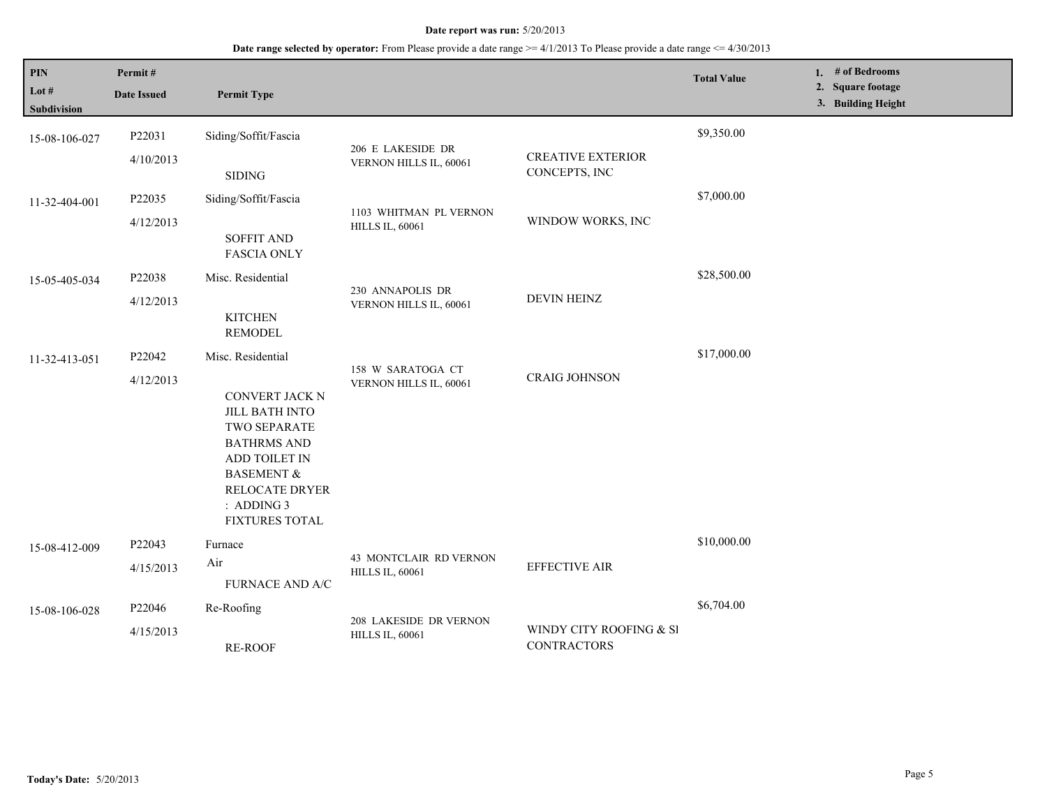**Date report was run:** 5/20/2013

**Date range selected by operator:** From Please provide a date range >= 4/1/2013 To Please provide a date range <= 4/30/2013

| PIN<br>Lot #<br>Subdivision | Permit #<br>Date Issued | Permit Type | | | Total Value | 1. # of Bedrooms<br>2. Square footage<br>3. Building Height |
|---|---|---|---|---|---|---|
| 15-08-106-027 | P22031<br>4/10/2013 | Siding/Soffit/Fascia<br>SIDING | 206 E LAKESIDE DR VERNON HILLS IL, 60061 | CREATIVE EXTERIOR CONCEPTS, INC | $9,350.00 | |
| 11-32-404-001 | P22035<br>4/12/2013 | Siding/Soffit/Fascia<br>SOFFIT AND FASCIA ONLY | 1103 WHITMAN PL VERNON HILLS IL, 60061 | WINDOW WORKS, INC | $7,000.00 | |
| 15-05-405-034 | P22038<br>4/12/2013 | Misc. Residential<br>KITCHEN REMODEL | 230 ANNAPOLIS DR VERNON HILLS IL, 60061 | DEVIN HEINZ | $28,500.00 | |
| 11-32-413-051 | P22042<br>4/12/2013 | Misc. Residential<br>CONVERT JACK N JILL BATH INTO TWO SEPARATE BATHRMS AND ADD TOILET IN BASEMENT & RELOCATE DRYER : ADDING 3 FIXTURES TOTAL | 158 W SARATOGA CT VERNON HILLS IL, 60061 | CRAIG JOHNSON | $17,000.00 | |
| 15-08-412-009 | P22043<br>4/15/2013 | Furnace<br>Air<br>FURNACE AND A/C | 43 MONTCLAIR RD VERNON HILLS IL, 60061 | EFFECTIVE AIR | $10,000.00 | |
| 15-08-106-028 | P22046<br>4/15/2013 | Re-Roofing<br>RE-ROOF | 208 LAKESIDE DR VERNON HILLS IL, 60061 | WINDY CITY ROOFING & SI CONTRACTORS | $6,704.00 | |

**Today's Date:** 5/20/2013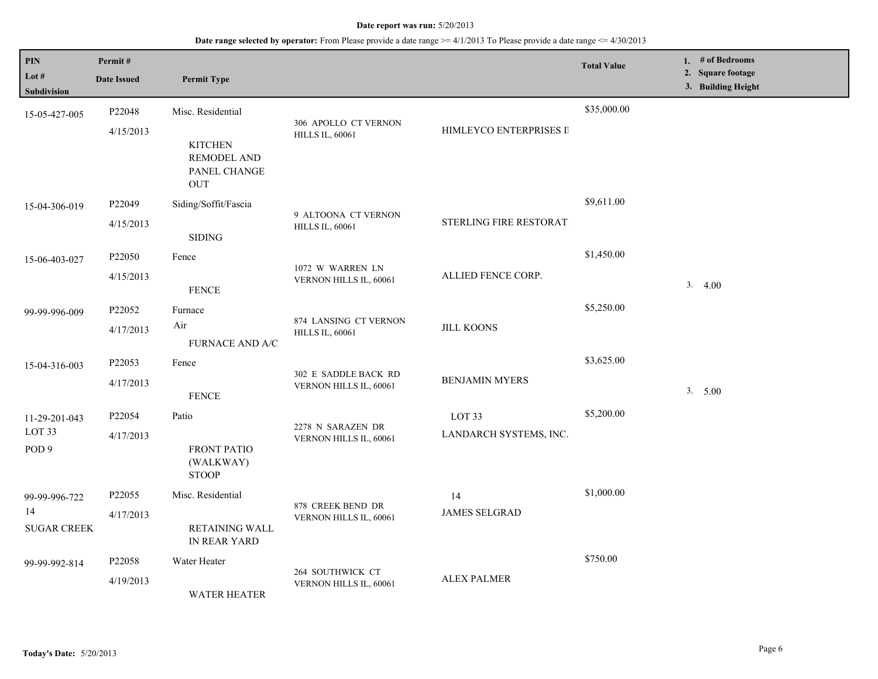**Date report was run:** 5/20/2013

**Date range selected by operator:** From Please provide a date range >= 4/1/2013 To Please provide a date range <= 4/30/2013

| PIN<br>Lot #<br>Subdivision | Permit #<br>Date Issued | Permit Type | | | Total Value | 1. # of Bedrooms<br>2. Square footage<br>3. Building Height |
|---|---|---|---|---|---|---|
| 15-05-427-005 | P22048<br>4/15/2013 | Misc. Residential<br><br>KITCHEN REMODEL AND PANEL CHANGE OUT | 306 APOLLO CT VERNON HILLS IL, 60061 | HIMLEYCO ENTERPRISES II | $35,000.00 | |
| 15-04-306-019 | P22049<br>4/15/2013 | Siding/Soffit/Fascia<br><br>SIDING | 9 ALTOONA CT VERNON HILLS IL, 60061 | STERLING FIRE RESTORAT | $9,611.00 | |
| 15-06-403-027 | P22050<br>4/15/2013 | Fence<br><br>FENCE | 1072 W WARREN LN VERNON HILLS IL, 60061 | ALLIED FENCE CORP. | $1,450.00 | 3. 4.00 |
| 99-99-996-009 | P22052<br>4/17/2013 | Furnace<br>Air<br>FURNACE AND A/C | 874 LANSING CT VERNON HILLS IL, 60061 | JILL KOONS | $5,250.00 | |
| 15-04-316-003 | P22053<br>4/17/2013 | Fence<br><br>FENCE | 302 E SADDLE BACK RD VERNON HILLS IL, 60061 | BENJAMIN MYERS | $3,625.00 | 3. 5.00 |
| 11-29-201-043<br>LOT 33<br>POD 9 | P22054<br>4/17/2013 | Patio<br><br>FRONT PATIO (WALKWAY) STOOP | 2278 N SARAZEN DR VERNON HILLS IL, 60061 | LOT 33<br>LANDARCH SYSTEMS, INC. | $5,200.00 | |
| 99-99-996-722<br>14<br>SUGAR CREEK | P22055<br>4/17/2013 | Misc. Residential<br><br>RETAINING WALL IN REAR YARD | 878 CREEK BEND DR VERNON HILLS IL, 60061 | 14<br>JAMES SELGRAD | $1,000.00 | |
| 99-99-992-814 | P22058<br>4/19/2013 | Water Heater<br><br>WATER HEATER | 264 SOUTHWICK CT VERNON HILLS IL, 60061 | ALEX PALMER | $750.00 | |

**Today's Date:** 5/20/2013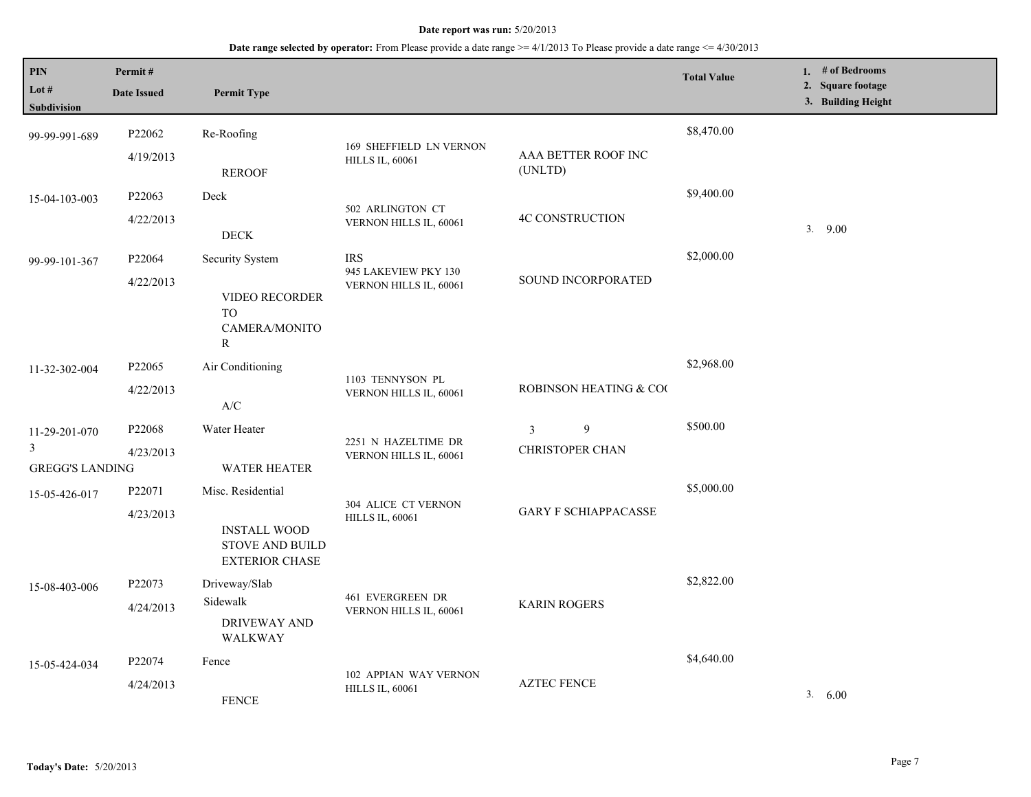**Date report was run:** 5/20/2013

**Date range selected by operator:** From Please provide a date range >= 4/1/2013 To Please provide a date range <= 4/30/2013

| PIN<br>Lot #<br>Subdivision | Permit #<br>Date Issued | Permit Type | | | Total Value | 1. # of Bedrooms<br>2. Square footage<br>3. Building Height |
|---|---|---|---|---|---|---|
| 99-99-991-689 | P22062<br>4/19/2013 | Re-Roofing<br>REROOF | 169 SHEFFIELD LN VERNON HILLS IL, 60061 | AAA BETTER ROOF INC (UNLTD) | $8,470.00 | |
| 15-04-103-003 | P22063<br>4/22/2013 | Deck<br>DECK | 502 ARLINGTON CT VERNON HILLS IL, 60061 | 4C CONSTRUCTION | $9,400.00 | 3. 9.00 |
| 99-99-101-367 | P22064<br>4/22/2013 | Security System<br>VIDEO RECORDER TO CAMERA/MONITOR | IRS<br>945 LAKEVIEW PKY 130 VERNON HILLS IL, 60061 | SOUND INCORPORATED | $2,000.00 | |
| 11-32-302-004 | P22065<br>4/22/2013 | Air Conditioning<br>A/C | 1103 TENNYSON PL VERNON HILLS IL, 60061 | ROBINSON HEATING & CO( | $2,968.00 | |
| 11-29-201-070<br>3<br>GREGG'S LANDING | P22068<br>4/23/2013 | Water Heater<br>WATER HEATER | 2251 N HAZELTIME DR VERNON HILLS IL, 60061 | 3 9<br>CHRISTOPER CHAN | $500.00 | |
| 15-05-426-017 | P22071<br>4/23/2013 | Misc. Residential<br>INSTALL WOOD STOVE AND BUILD EXTERIOR CHASE | 304 ALICE CT VERNON HILLS IL, 60061 | GARY F SCHIAPPACASSE | $5,000.00 | |
| 15-08-403-006 | P22073<br>4/24/2013 | Driveway/Slab<br>Sidewalk<br>DRIVEWAY AND WALKWAY | 461 EVERGREEN DR VERNON HILLS IL, 60061 | KARIN ROGERS | $2,822.00 | |
| 15-05-424-034 | P22074<br>4/24/2013 | Fence<br>FENCE | 102 APPIAN WAY VERNON HILLS IL, 60061 | AZTEC FENCE | $4,640.00 | 3. 6.00 |

**Today's Date:** 5/20/2013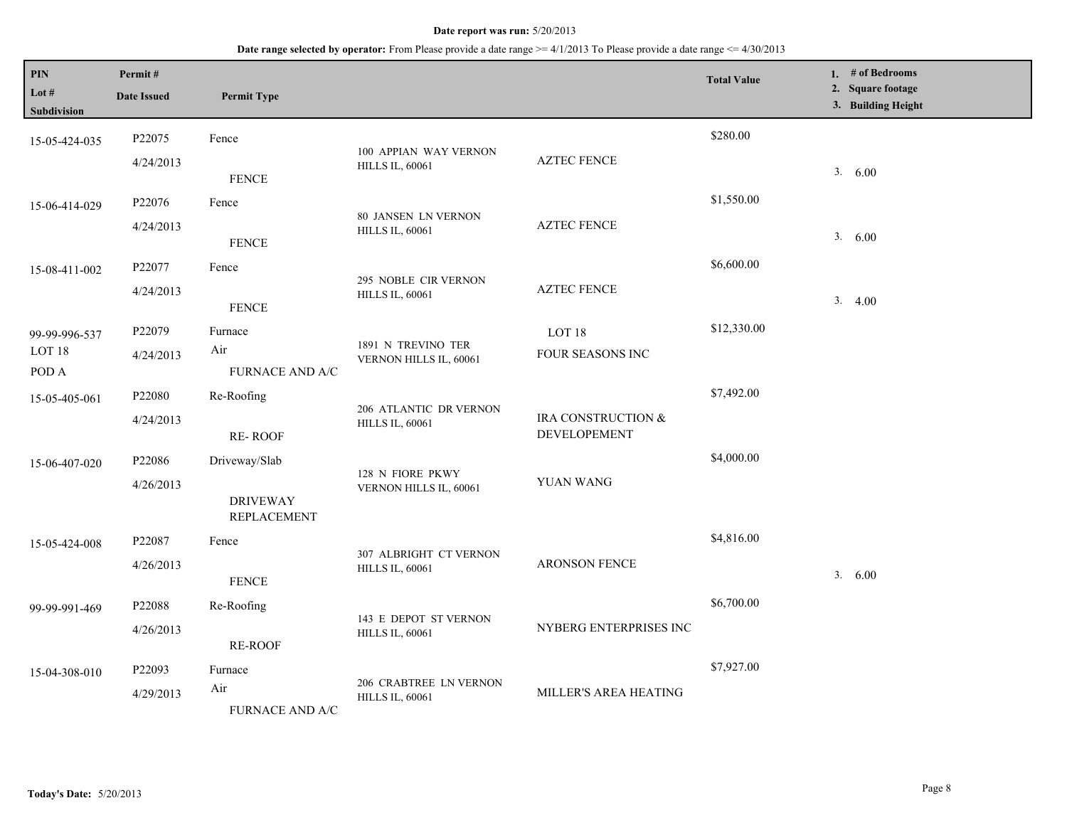**Date report was run:** 5/20/2013

**Date range selected by operator:** From Please provide a date range >= 4/1/2013 To Please provide a date range <= 4/30/2013

| PIN<br>Lot #<br>Subdivision | Permit #<br>Date Issued | Permit Type | | | Total Value | 1. # of Bedrooms<br>2. Square footage<br>3. Building Height |
|---|---|---|---|---|---|---|
| 15-05-424-035 | P22075<br>4/24/2013 | Fence<br>FENCE | 100 APPIAN WAY VERNON HILLS IL, 60061 | AZTEC FENCE | $280.00 | 3. 6.00 |
| 15-06-414-029 | P22076<br>4/24/2013 | Fence<br>FENCE | 80 JANSEN LN VERNON HILLS IL, 60061 | AZTEC FENCE | $1,550.00 | 3. 6.00 |
| 15-08-411-002 | P22077<br>4/24/2013 | Fence<br>FENCE | 295 NOBLE CIR VERNON HILLS IL, 60061 | AZTEC FENCE | $6,600.00 | 3. 4.00 |
| 99-99-996-537<br>LOT 18<br>POD A | P22079<br>4/24/2013 | Furnace<br>Air<br>FURNACE AND A/C | 1891 N TREVINO TER VERNON HILLS IL, 60061 | LOT 18<br>FOUR SEASONS INC | $12,330.00 | |
| 15-05-405-061 | P22080<br>4/24/2013 | Re-Roofing<br>RE- ROOF | 206 ATLANTIC DR VERNON HILLS IL, 60061 | IRA CONSTRUCTION & DEVELOPEMENT | $7,492.00 | |
| 15-06-407-020 | P22086<br>4/26/2013 | Driveway/Slab<br>DRIVEWAY REPLACEMENT | 128 N FIORE PKWY VERNON HILLS IL, 60061 | YUAN WANG | $4,000.00 | |
| 15-05-424-008 | P22087<br>4/26/2013 | Fence<br>FENCE | 307 ALBRIGHT CT VERNON HILLS IL, 60061 | ARONSON FENCE | $4,816.00 | 3. 6.00 |
| 99-99-991-469 | P22088<br>4/26/2013 | Re-Roofing<br>RE-ROOF | 143 E DEPOT ST VERNON HILLS IL, 60061 | NYBERG ENTERPRISES INC | $6,700.00 | |
| 15-04-308-010 | P22093<br>4/29/2013 | Furnace<br>Air<br>FURNACE AND A/C | 206 CRABTREE LN VERNON HILLS IL, 60061 | MILLER'S AREA HEATING | $7,927.00 | |

**Today's Date:** 5/20/2013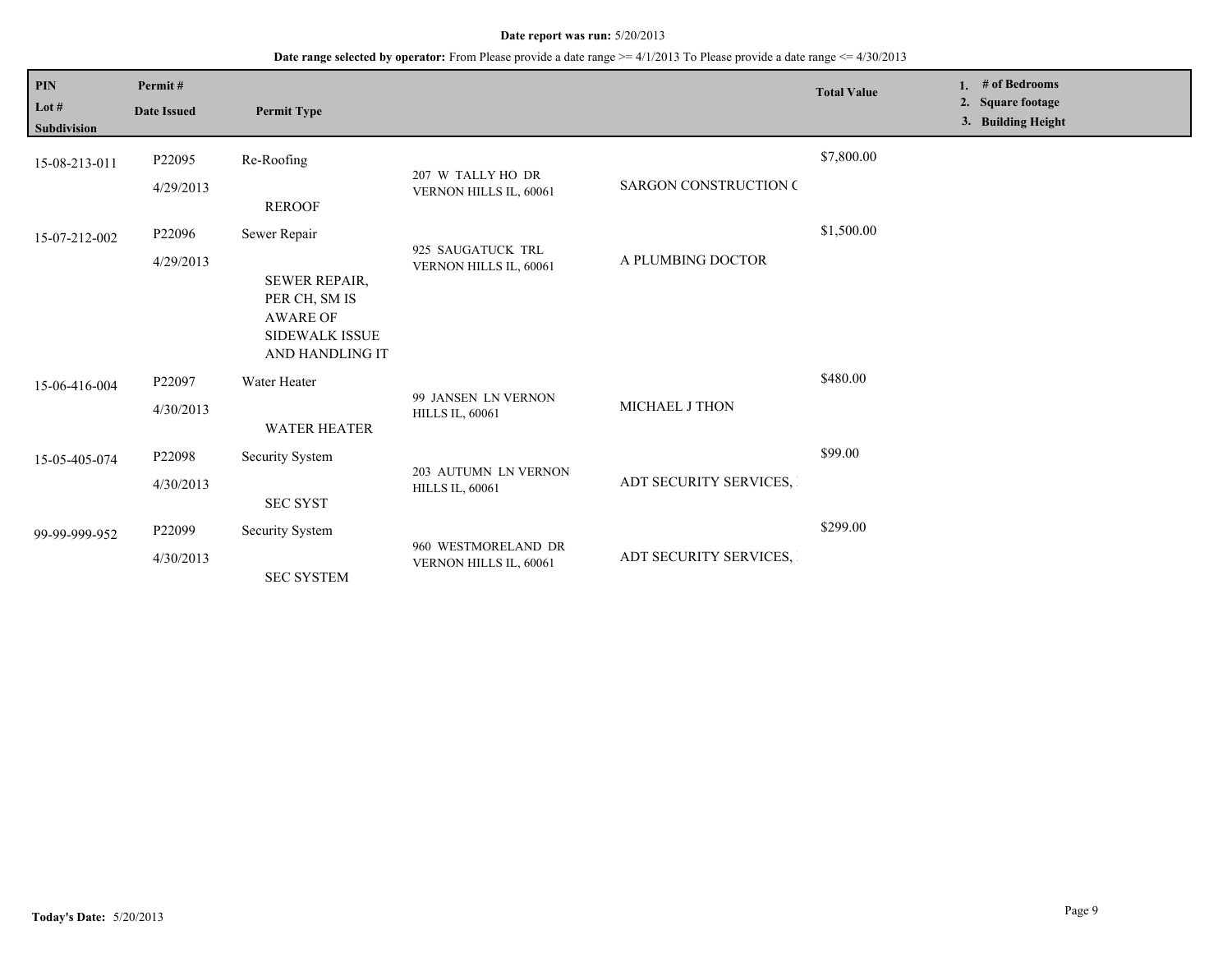**Date report was run:** 5/20/2013

**Date range selected by operator:** From Please provide a date range >= 4/1/2013 To Please provide a date range <= 4/30/2013

| PIN / Lot # / Subdivision | Permit # / Date Issued | Permit Type | | | Total Value | 1. # of Bedrooms 2. Square footage 3. Building Height |
|---|---|---|---|---|---|---|
| 15-08-213-011 | P22095 4/29/2013 | Re-Roofing REROOF | 207 W TALLY HO DR VERNON HILLS IL, 60061 | SARGON CONSTRUCTION ( | $7,800.00 | |
| 15-07-212-002 | P22096 4/29/2013 | Sewer Repair SEWER REPAIR, PER CH, SM IS AWARE OF SIDEWALK ISSUE AND HANDLING IT | 925 SAUGATUCK TRL VERNON HILLS IL, 60061 | A PLUMBING DOCTOR | $1,500.00 | |
| 15-06-416-004 | P22097 4/30/2013 | Water Heater WATER HEATER | 99 JANSEN LN VERNON HILLS IL, 60061 | MICHAEL J THON | $480.00 | |
| 15-05-405-074 | P22098 4/30/2013 | Security System SEC SYST | 203 AUTUMN LN VERNON HILLS IL, 60061 | ADT SECURITY SERVICES, | $99.00 | |
| 99-99-999-952 | P22099 4/30/2013 | Security System SEC SYSTEM | 960 WESTMORELAND DR VERNON HILLS IL, 60061 | ADT SECURITY SERVICES, | $299.00 | |

**Today's Date:** 5/20/2013